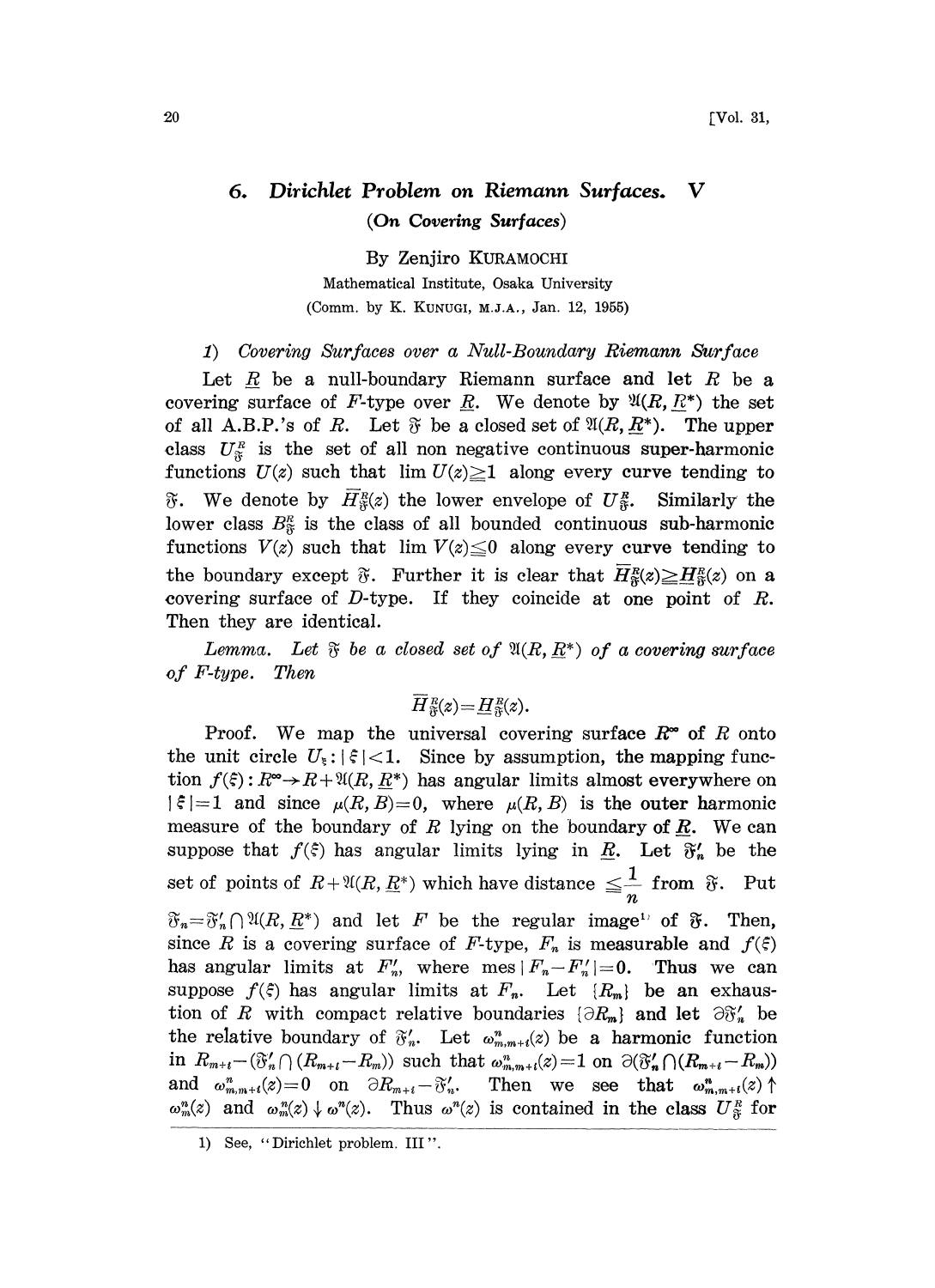# 6. Dirichlet Problem on Riemann Surfaces. V

## (On Covering Surfaces)

By Zenjiro KURAMOCHI

Mathematical Institute, Osaka University

(Comm. by K. KUNUGI, M.J.A., Jan. 12, 1955)

*1) Covering Surfaces over a Null-Boundary Riemann Surface*

Let $\underline{R}$ be a null-boundary Riemann surface and let $R$ be a covering surface of $F$-type over $\underline{R}$. We denote by $\mathfrak{A}(R, \underline{R}^*)$ the set of all A.B.P.'s of $R$. Let $\mathfrak{F}$ be a closed set of $\mathfrak{A}(R, \underline{R}^*)$. The upper class $U^R_{\mathfrak{F}}$ is the set of all non negative continuous super-harmonic functions $U(z)$ such that $\lim U(z) \geqq 1$ along every curve tending to $\mathfrak{F}$. We denote by $\overline{H}^R_{\mathfrak{F}}(z)$ the lower envelope of $U^R_{\mathfrak{F}}$. Similarly the lower class $B^R_{\mathfrak{F}}$ is the class of all bounded continuous sub-harmonic functions $V(z)$ such that $\lim V(z) \leqq 0$ along every curve tending to the boundary except $\mathfrak{F}$. Further it is clear that $\overline{H}^R_{\mathfrak{F}}(z) \geqq \underline{H}^R_{\mathfrak{F}}(z)$ on a covering surface of $D$-type. If they coincide at one point of $R$. Then they are identical.

*Lemma.* *Let $\mathfrak{F}$ be a closed set of $\mathfrak{A}(R, \underline{R}^*)$ of a covering surface of F-type. Then*

$$\overline{H}^R_{\mathfrak{F}}(z) = \underline{H}^R_{\mathfrak{F}}(z).$$

Proof. We map the universal covering surface $R^\infty$ of $R$ onto the unit circle $U_\xi : |\xi| < 1$. Since by assumption, the mapping function $f(\xi) : R^\infty \to R + \mathfrak{A}(R, \underline{R}^*)$ has angular limits almost everywhere on $|\xi| = 1$ and since $\mu(R, B) = 0$, where $\mu(R, B)$ is the outer harmonic measure of the boundary of $R$ lying on the boundary of $\underline{R}$. We can suppose that $f(\xi)$ has angular limits lying in $\underline{R}$. Let $\mathfrak{F}'_n$ be the set of points of $R + \mathfrak{A}(R, \underline{R}^*)$ which have distance $\leqq \frac{1}{n}$ from $\mathfrak{F}$. Put $\mathfrak{F}_n = \mathfrak{F}'_n \cap \mathfrak{A}(R, \underline{R}^*)$ and let $F$ be the regular image[1] of $\mathfrak{F}$. Then, since $R$ is a covering surface of $F$-type, $F_n$ is measurable and $f(\xi)$ has angular limits at $F'_n$, where $\text{mes}\,|F_n - F'_n| = 0$. Thus we can suppose $f(\xi)$ has angular limits at $F_n$. Let $\{R_m\}$ be an exhaustion of $R$ with compact relative boundaries $\{\partial R_m\}$ and let $\partial \mathfrak{F}'_n$ be the relative boundary of $\mathfrak{F}'_n$. Let $\omega^n_{m,m+i}(z)$ be a harmonic function in $R_{m+i} - (\mathfrak{F}'_n \cap (R_{m+i} - R_m))$ such that $\omega^n_{m,m+i}(z) = 1$ on $\partial(\mathfrak{F}'_n \cap (R_{m+i} - R_m))$ and $\omega^n_{m,m+i}(z) = 0$ on $\partial R_{m+i} - \mathfrak{F}'_n$. Then we see that $\omega^n_{m,m+i}(z) \uparrow \omega^n_m(z)$ and $\omega^n_m(z) \downarrow \omega^n(z)$. Thus $\omega^n(z)$ is contained in the class $U^R_{\mathfrak{F}}$ for

1) See, "Dirichlet problem. III".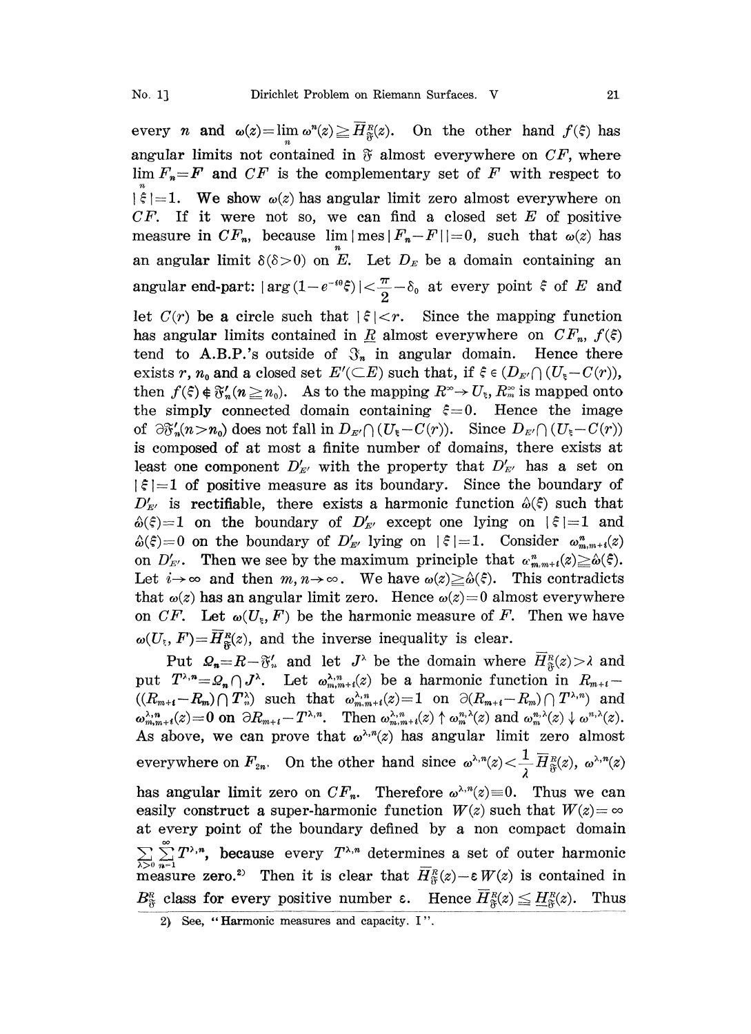every $n$ and $\omega(z)=\lim_n \omega^n(z) \geqq \overline{H}^R_{\mathfrak{F}}(z)$. On the other hand $f(\xi)$ has angular limits not contained in $\mathfrak{F}$ almost everywhere on $CF$, where $\lim_n F_n = F$ and $CF$ is the complementary set of $F$ with respect to $|\xi|=1$. We show $\omega(z)$ has angular limit zero almost everywhere on $CF$. If it were not so, we can find a closed set $E$ of positive measure in $CF_n$, because $\lim_n |\text{mes}|F_n - F||=0$, such that $\omega(z)$ has an angular limit $\delta(\delta>0)$ on $E$. Let $D_E$ be a domain containing an angular end-part: $|\arg(1-e^{-i\theta}\xi)|<\frac{\pi}{2}-\delta_0$ at every point $\xi$ of $E$ and let $C(r)$ be a circle such that $|\xi|<r$. Since the mapping function has angular limits contained in $\underline{R}$ almost everywhere on $CF_n$, $f(\xi)$ tend to A.B.P.'s outside of $\mathfrak{F}_n$ in angular domain. Hence there exists $r$, $n_0$ and a closed set $E'(\subset E)$ such that, if $\xi \in (D_{E'} \cap (U_\xi - C(r))$, then $f(\xi) \notin \mathfrak{F}'_n (n \geqq n_0)$. As to the mapping $R^\infty \to U_\xi$, $R^\infty_m$ is mapped onto the simply connected domain containing $\xi=0$. Hence the image of $\partial \mathfrak{F}'_n(n>n_0)$ does not fall in $D_{E'} \cap (U_\xi - C(r))$. Since $D_{E'} \cap (U_\xi - C(r))$ is composed of at most a finite number of domains, there exists at least one component $D'_{E'}$ with the property that $D'_{E'}$ has a set on $|\xi|=1$ of positive measure as its boundary. Since the boundary of $D'_{E'}$ is rectifiable, there exists a harmonic function $\hat{\omega}(\xi)$ such that $\hat{\omega}(\xi)=1$ on the boundary of $D'_{E'}$ except one lying on $|\xi|=1$ and $\hat{\omega}(\xi)=0$ on the boundary of $D'_{E'}$ lying on $|\xi|=1$. Consider $\omega^n_{m,m+i}(z)$ on $D'_{E'}$. Then we see by the maximum principle that $\omega^n_{m,m+i}(z) \geqq \hat{\omega}(\xi)$. Let $i \to \infty$ and then $m, n \to \infty$. We have $\omega(z) \geqq \hat{\omega}(\xi)$. This contradicts that $\omega(z)$ has an angular limit zero. Hence $\omega(z)=0$ almost everywhere on $CF$. Let $\omega(U_\xi, F)$ be the harmonic measure of $F$. Then we have $\omega(U_\xi, F) = \overline{H}^R_{\mathfrak{F}}(z)$, and the inverse inequality is clear.

Put $\Omega_n = R - \mathfrak{F}'_n$ and let $J^\lambda$ be the domain where $\overline{H}^R_{\mathfrak{F}}(z) > \lambda$ and put $T^{\lambda,n} = \Omega_n \cap J^\lambda$. Let $\omega^{\lambda,n}_{m,m+i}(z)$ be a harmonic function in $R_{m+i} - ((R_{m+i}-R_m) \cap T^\lambda_n)$ such that $\omega^{\lambda,n}_{m,m+i}(z)=1$ on $\partial(R_{m+i}-R_m) \cap T^{\lambda,n})$ and $\omega^{\lambda,n}_{m,m+i}(z)=0$ on $\partial R_{m+i} - T^{\lambda,n}$. Then $\omega^{\lambda,n}_{m,m+i}(z) \uparrow \omega^{n,\lambda}_m(z)$ and $\omega^{n,\lambda}_m(z) \downarrow \omega^{n,\lambda}(z)$. As above, we can prove that $\omega^{\lambda,n}(z)$ has angular limit zero almost everywhere on $F_{2n}$. On the other hand since $\omega^{\lambda,n}(z) < \frac{1}{\lambda} \overline{H}^R_{\mathfrak{F}}(z)$, $\omega^{\lambda,n}(z)$ has angular limit zero on $CF_n$. Therefore $\omega^{\lambda,n}(z) \equiv 0$. Thus we can easily construct a super-harmonic function $W(z)$ such that $W(z)=\infty$ at every point of the boundary defined by a non compact domain $\sum_{\lambda>0} \sum_{n=1}^{\infty} T^{\lambda,n}$, because every $T^{\lambda,n}$ determines a set of outer harmonic measure zero.[2] Then it is clear that $\overline{H}^R_{\mathfrak{F}}(z) - \varepsilon W(z)$ is contained in $B^R_{\mathfrak{F}}$ class for every positive number $\varepsilon$. Hence $\overline{H}^R_{\mathfrak{F}}(z) \leqq \underline{H}^R_{\mathfrak{F}}(z)$. Thus

2) See, "Harmonic measures and capacity. I".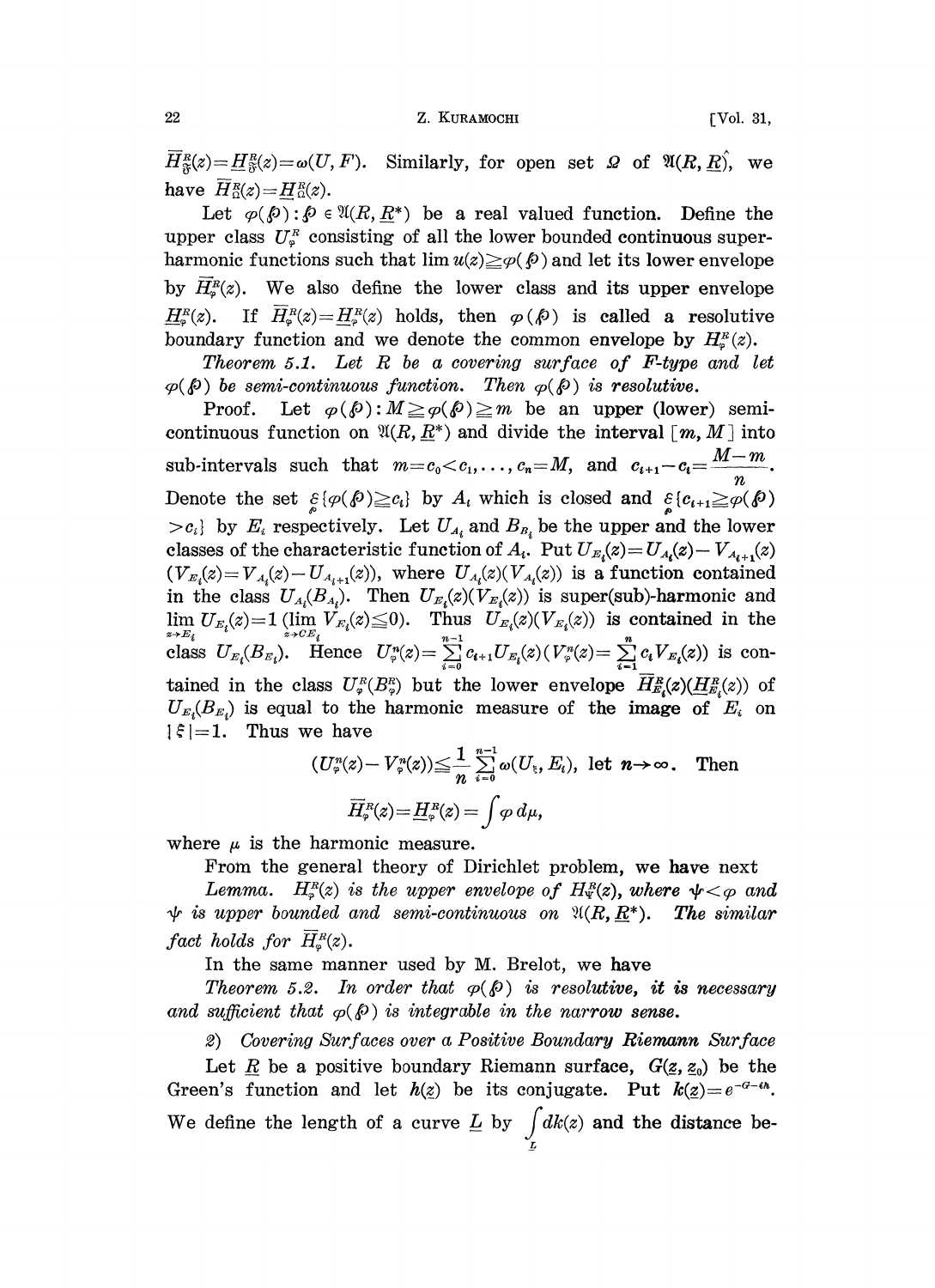$\overline{H}^R_{\mathfrak{F}}(z)=\underline{H}^R_{\mathfrak{F}}(z)=\omega(U, F)$. Similarly, for open set $\Omega$ of $\hat{\mathfrak{A}(R, \underline{R})}$, we have $\overline{H}^R_{\Omega}(z)=\underline{H}^R_{\Omega}(z)$.

Let $\varphi(\mathfrak{p}): \mathfrak{p} \in \mathfrak{A}(R, \underline{R}^*)$ be a real valued function. Define the upper class $U^R_\varphi$ consisting of all the lower bounded continuous superharmonic functions such that $\lim u(z) \geqq \varphi(\mathfrak{p})$ and let its lower envelope by $\overline{H}^R_\varphi(z)$. We also define the lower class and its upper envelope $\underline{H}^R_\varphi(z)$. If $\overline{H}^R_\varphi(z)=\underline{H}^R_\varphi(z)$ holds, then $\varphi(\mathfrak{p})$ is called a resolutive boundary function and we denote the common envelope by $H^R_\varphi(z)$.

*Theorem 5.1. Let $R$ be a covering surface of F-type and let $\varphi(\mathfrak{p})$ be semi-continuous function. Then $\varphi(\mathfrak{p})$ is resolutive.*

Proof. Let $\varphi(\mathfrak{p}): M \geqq \varphi(\mathfrak{p}) \geqq m$ be an upper (lower) semi-continuous function on $\mathfrak{A}(R, \underline{R}^*)$ and divide the interval $[m, M]$ into sub-intervals such that $m=c_0<c_1,\dots, c_n=M$, and $c_{i+1}-c_i=\dfrac{M-m}{n}$. Denote the set $\underset{\mathfrak{p}}{\mathcal{E}}\{\varphi(\mathfrak{p})\geqq c_i\}$ by $A_i$ which is closed and $\underset{\mathfrak{p}}{\mathcal{E}}\{c_{i+1}\geqq\varphi(\mathfrak{p})>c_i\}$ by $E_i$ respectively. Let $U_{A_i}$ and $B_{B_i}$ be the upper and the lower classes of the characteristic function of $A_i$. Put $U_{E_i}(z)=U_{A_i}(z)-V_{A_{i+1}}(z)$ $(V_{E_i}(z)=V_{A_i}(z)-U_{A_{i+1}}(z))$, where $U_{A_i}(z)(V_{A_i}(z))$ is a function contained in the class $U_{A_i}(B_{A_i})$. Then $U_{E_i}(z)(V_{E_i}(z))$ is super(sub)-harmonic and $\lim\limits_{z\to E_i} U_{E_i}(z)=1$ $(\lim\limits_{z\to CE_i} V_{E_i}(z)\leqq 0)$. Thus $U_{E_i}(z)(V_{E_i}(z))$ is contained in the class $U_{E_i}(B_{E_i})$. Hence $U^n_\varphi(z)=\sum\limits_{i=0}^{n-1} c_{i+1}U_{E_i}(z)\,(V^n_\varphi(z)=\sum\limits_{i=1}^{n} c_i V_{E_i}(z))$ is contained in the class $U^R_\varphi(B^R_\varphi)$ but the lower envelope $\overline{H}^R_{E_i}(z)(\underline{H}^R_{E_i}(z))$ of $U_{E_i}(B_{E_i})$ is equal to the harmonic measure of the image of $E_i$ on $|\xi|=1$. Thus we have

$$(U^n_\varphi(z)-V^n_\varphi(z))\leqq\frac{1}{n}\sum_{i=0}^{n-1}\omega(U_\xi, E_i),\ \text{let } n\to\infty.\ \text{Then}$$

$$\overline{H}^R_\varphi(z)=\underline{H}^R_\varphi(z)=\int\varphi\, d\mu,$$

where $\mu$ is the harmonic measure.

From the general theory of Dirichlet problem, we have next

*Lemma. $H^R_\varphi(z)$ is the upper envelope of $H^R_\Psi(z)$, where $\psi<\varphi$ and $\psi$ is upper bounded and semi-continuous on $\mathfrak{A}(R, \underline{R}^*)$. The similar fact holds for $\overline{H}^R_\varphi(z)$.*

In the same manner used by M. Brelot, we have

*Theorem 5.2. In order that $\varphi(\mathfrak{p})$ is resolutive, it is necessary and sufficient that $\varphi(\mathfrak{p})$ is integrable in the narrow sense.*

*2) Covering Surfaces over a Positive Boundary Riemann Surface*

Let $\underline{R}$ be a positive boundary Riemann surface, $G(\underline{z}, \underline{z}_0)$ be the Green's function and let $h(\underline{z})$ be its conjugate. Put $k(\underline{z})=e^{-G-ih}$. We define the length of a curve $\underline{L}$ by $\int\limits_{\underline{L}} dk(z)$ and the distance be-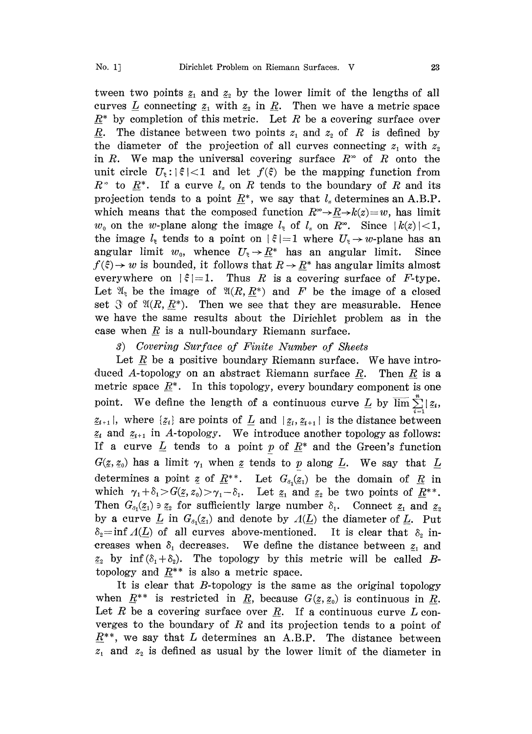tween two points $\underline{z}_1$ and $\underline{z}_2$ by the lower limit of the lengths of all curves $\underline{L}$ connecting $\underline{z}_1$ with $\underline{z}_2$ in $\underline{R}$. Then we have a metric space $\underline{R}^*$ by completion of this metric. Let $R$ be a covering surface over $\underline{R}$. The distance between two points $z_1$ and $z_2$ of $R$ is defined by the diameter of the projection of all curves connecting $z_1$ with $z_2$ in $R$. We map the universal covering surface $R^\infty$ of $R$ onto the unit circle $U_\xi : |\xi|<1$ and let $f(\xi)$ be the mapping function from $R^\infty$ to $\underline{R}^*$. If a curve $l_z$ on $R$ tends to the boundary of $R$ and its projection tends to a point $\underline{R}^*$, we say that $l_z$ determines an A.B.P. which means that the composed function $R^\infty \to \underline{R} \to k(z)=w$, has limit $w_0$ on the $w$-plane along the image $l_\xi$ of $l_z$ on $R^\infty$. Since $|k(z)|<1$, the image $l_\xi$ tends to a point on $|\xi|=1$ where $U_\xi \to w$-plane has an angular limit $w_0$, whence $U_\xi \to \underline{R}^*$ has an angular limit. Since $f(\xi) \to w$ is bounded, it follows that $R \to \underline{R}^*$ has angular limits almost everywhere on $|\xi|=1$. Thus $R$ is a covering surface of $F$-type. Let $\mathfrak{A}_\xi$ be the image of $\mathfrak{A}(R, \underline{R}^*)$ and $F$ be the image of a closed set $\mathfrak{F}$ of $\mathfrak{A}(R, \underline{R}^*)$. Then we see that they are measurable. Hence we have the same results about the Dirichlet problem as in the case when $\underline{R}$ is a null-boundary Riemann surface.

*3) Covering Surface of Finite Number of Sheets*

Let $\underline{R}$ be a positive boundary Riemann surface. We have introduced $A$-topology on an abstract Riemann surface $\underline{R}$. Then $\underline{R}$ is a metric space $\underline{R}^*$. In this topology, every boundary component is one point. We define the length of a continuous curve $\underline{L}$ by $\varlimsup \sum_{i=1}^{n} |\underline{z}_i, \underline{z}_{i+1}|$, where $\{\underline{z}_i\}$ are points of $\underline{L}$ and $|\underline{z}_i, \underline{z}_{i+1}|$ is the distance between $\underline{z}_i$ and $\underline{z}_{i+1}$ in $A$-topology. We introduce another topology as follows: If a curve $\underline{L}$ tends to a point $\underline{p}$ of $\underline{R}^*$ and the Green's function $G(\underline{z}, \underline{z}_0)$ has a limit $\gamma_1$ when $\underline{z}$ tends to $\underline{p}$ along $\underline{L}$. We say that $\underline{L}$ determines a point $\underline{z}$ of $\underline{R}^{**}$. Let $G_{\delta_1}(\underline{z}_1)$ be the domain of $\underline{R}$ in which $\gamma_1+\delta_1 > G(\underline{z}, z_0) > \gamma_1 - \delta_1$. Let $\underline{z}_1$ and $\underline{z}_2$ be two points of $\underline{R}^{**}$. Then $G_{\delta_1}(\underline{z}_1) \ni \underline{z}_2$ for sufficiently large number $\delta_1$. Connect $\underline{z}_1$ and $\underline{z}_2$ by a curve $\underline{L}$ in $G_{\delta_1}(\underline{z}_1)$ and denote by $\Lambda(\underline{L})$ the diameter of $\underline{L}$. Put $\delta_2 = \inf \Lambda(\underline{L})$ of all curves above-mentioned. It is clear that $\delta_2$ increases when $\delta_1$ decreases. We define the distance between $\underline{z}_1$ and $\underline{z}_2$ by $\inf(\delta_1+\delta_2)$. The topology by this metric will be called $B$-topology and $\underline{R}^{**}$ is also a metric space.

It is clear that $B$-topology is the same as the original topology when $\underline{R}^{**}$ is restricted in $\underline{R}$, because $G(\underline{z}, \underline{z}_0)$ is continuous in $\underline{R}$. Let $R$ be a covering surface over $\underline{R}$. If a continuous curve $L$ converges to the boundary of $R$ and its projection tends to a point of $\underline{R}^{**}$, we say that $L$ determines an A.B.P. The distance between $z_1$ and $z_2$ is defined as usual by the lower limit of the diameter in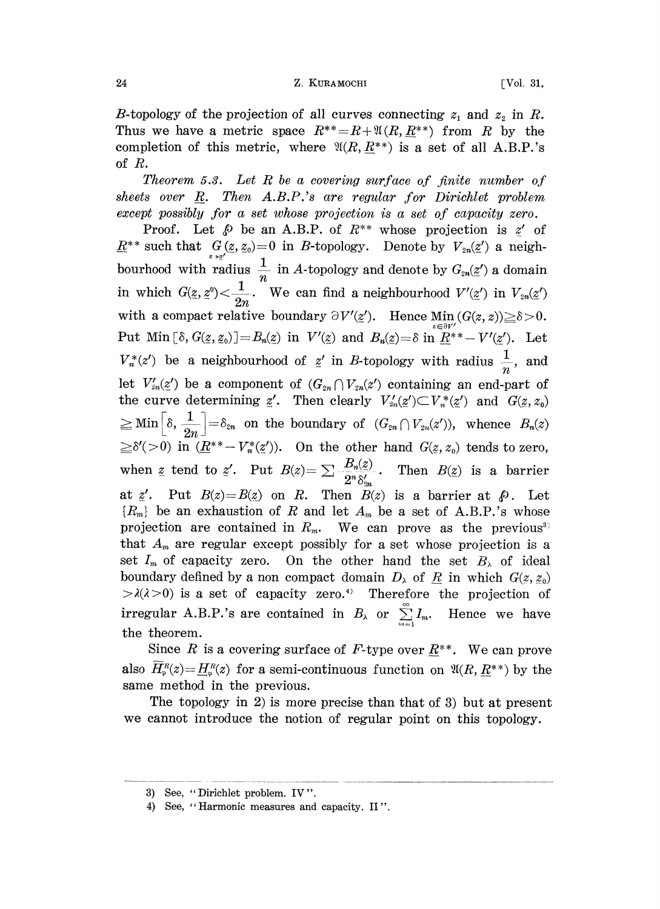$B$-topology of the projection of all curves connecting $z_1$ and $z_2$ in $R$. Thus we have a metric space $R^{**}=R+\mathfrak{A}(R, \underline{R}^{**})$ from $R$ by the completion of this metric, where $\mathfrak{A}(R, \underline{R}^{**})$ is a set of all A.B.P.'s of $R$.

*Theorem 5.3. Let $R$ be a covering surface of finite number of sheets over $\underline{R}$. Then A.B.P.'s are regular for Dirichlet problem except possibly for a set whose projection is a set of capacity zero.*

Proof. Let $\wp$ be an A.B.P. of $R^{**}$ whose projection is $\underline{z}'$ of $\underline{R}^{**}$ such that $\underset{z\to z'}{G}(\underline{z}, \underline{z}_0)=0$ in $B$-topology. Denote by $V_{2n}(\underline{z}')$ a neighbourhood with radius $\frac{1}{n}$ in $A$-topology and denote by $G_{2n}(\underline{z}')$ a domain in which $G(\underline{z}, \underline{z}^0)<\frac{1}{2n}$. We can find a neighbourhood $V'(\underline{z}')$ in $V_{2n}(\underline{z}')$ with a compact relative boundary $\partial V'(\underline{z}')$. Hence $\underset{z\in\partial V'}{\mathrm{Min}}\,(G(z, z))\geqq\delta>0$. Put $\mathrm{Min}\,[\delta, G(\underline{z}, \underline{z}_0)]=B_n(\underline{z})$ in $V'(\underline{z})$ and $B_n(\underline{z})=\delta$ in $\underline{R}^{**}-V'(\underline{z}')$. Let $V_n^*(z')$ be a neighbourhood of $\underline{z}'$ in $B$-topology with radius $\frac{1}{n}$, and let $V'_{2n}(\underline{z}')$ be a component of $(G_{2n}\cap V_{2n}(z'))$ containing an end-part of the curve determining $\underline{z}'$. Then clearly $V'_{2n}(\underline{z}')\subset V_n^*(\underline{z}')$ and $G(z, z_0)\geqq \mathrm{Min}\left[\delta, \frac{1}{2n}\right]=\delta_{2n}$ on the boundary of $(G_{2n}\cap V_{2n}(z'))$, whence $B_n(z)\geqq\delta'(>0)$ in $(\underline{R}^{**}-V_n^*(\underline{z}'))$. On the other hand $G(z, z_0)$ tends to zero, when $\underline{z}$ tend to $\underline{z}'$. Put $B(z)=\sum\frac{B_n(\underline{z})}{2^n\delta'_{2n}}$. Then $B(\underline{z})$ is a barrier at $\underline{z}'$. Put $B(z)=B(\underline{z})$ on $R$. Then $B(z)$ is a barrier at $\wp$. Let $\{R_m\}$ be an exhaustion of $R$ and let $A_m$ be a set of A.B.P.'s whose projection are contained in $R_m$. We can prove as the previous[3] that $A_m$ are regular except possibly for a set whose projection is a set $I_m$ of capacity zero. On the other hand the set $B_\lambda$ of ideal boundary defined by a non compact domain $D_\lambda$ of $\underline{R}$ in which $G(z, \underline{z}_0)>\lambda(\lambda>0)$ is a set of capacity zero.[4] Therefore the projection of irregular A.B.P.'s are contained in $B_\lambda$ or $\sum_{m=1}^{\infty}I_m$. Hence we have the theorem.

Since $R$ is a covering surface of $F$-type over $\underline{R}^{**}$. We can prove also $\overline{H}_\varphi^R(z)=\underline{H}_\varphi^R(z)$ for a semi-continuous function on $\mathfrak{A}(R, \underline{R}^{**})$ by the same method in the previous.

The topology in 2) is more precise than that of 3) but at present we cannot introduce the notion of regular point on this topology.

---

3) See, "Dirichlet problem. IV".

4) See, "Harmonic measures and capacity. II".